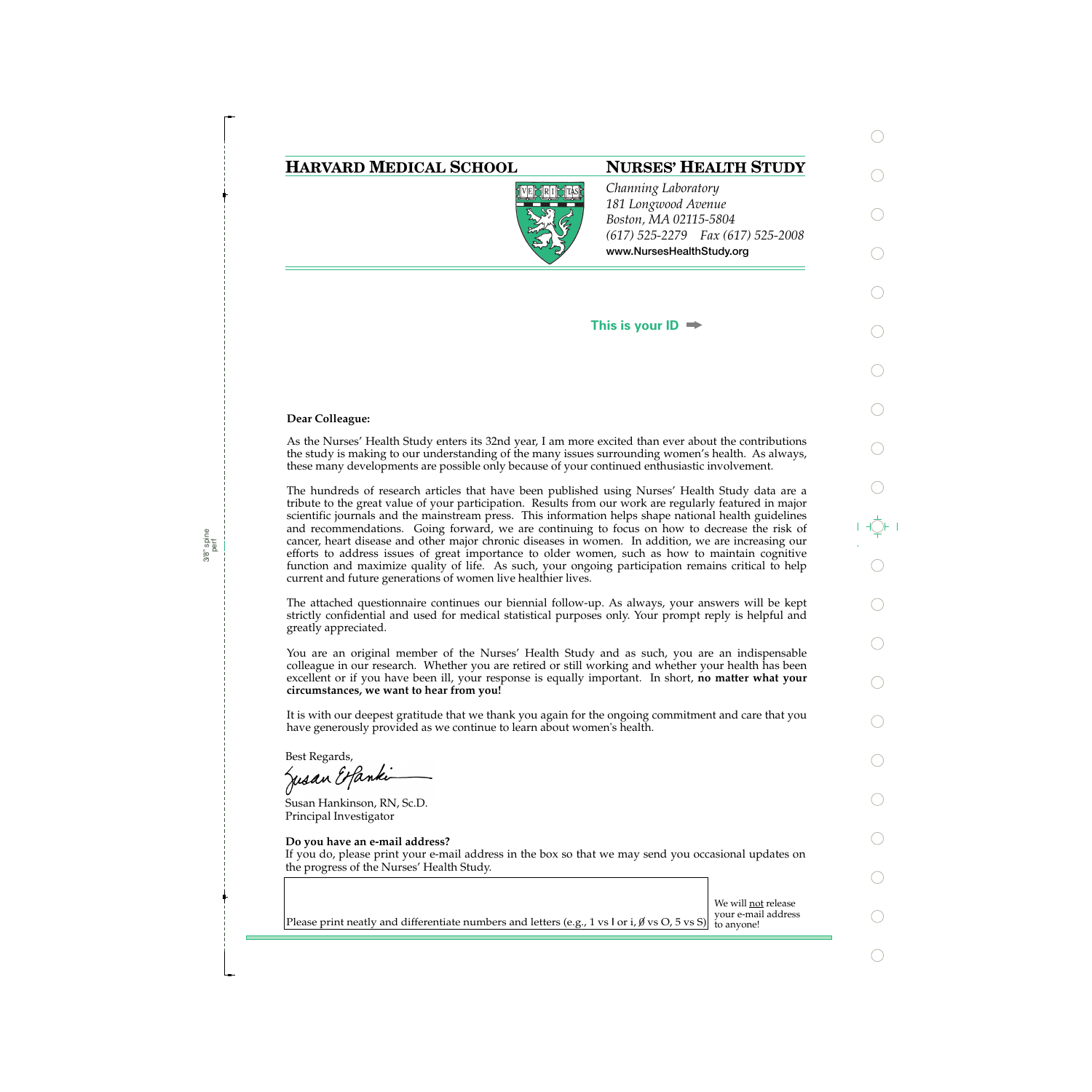**HARVARD MEDICAL SCHOOL**

**NURSES' HEALTH STUDY**

*Channing Laboratory*
*181 Longwood Avenue*
*Boston, MA 02115-5804*
*(617) 525-2279 Fax (617) 525-2008*
**www.NursesHealthStudy.org**

**This is your ID** ➡

**Dear Colleague:**

As the Nurses' Health Study enters its 32nd year, I am more excited than ever about the contributions the study is making to our understanding of the many issues surrounding women's health. As always, these many developments are possible only because of your continued enthusiastic involvement.

The hundreds of research articles that have been published using Nurses' Health Study data are a tribute to the great value of your participation. Results from our work are regularly featured in major scientific journals and the mainstream press. This information helps shape national health guidelines and recommendations. Going forward, we are continuing to focus on how to decrease the risk of cancer, heart disease and other major chronic diseases in women. In addition, we are increasing our efforts to address issues of great importance to older women, such as how to maintain cognitive function and maximize quality of life. As such, your ongoing participation remains critical to help current and future generations of women live healthier lives.

The attached questionnaire continues our biennial follow-up. As always, your answers will be kept strictly confidential and used for medical statistical purposes only. Your prompt reply is helpful and greatly appreciated.

You are an original member of the Nurses' Health Study and as such, you are an indispensable colleague in our research. Whether you are retired or still working and whether your health has been excellent or if you have been ill, your response is equally important. In short, **no matter what your circumstances, we want to hear from you!**

It is with our deepest gratitude that we thank you again for the ongoing commitment and care that you have generously provided as we continue to learn about women's health.

Best Regards,

Susan E Hankinson

Susan Hankinson, RN, Sc.D.
Principal Investigator

**Do you have an e-mail address?**
If you do, please print your e-mail address in the box so that we may send you occasional updates on the progress of the Nurses' Health Study.

Please print neatly and differentiate numbers and letters (e.g., 1 vs l or i, Ø vs O, 5 vs S)

We will not release your e-mail address to anyone!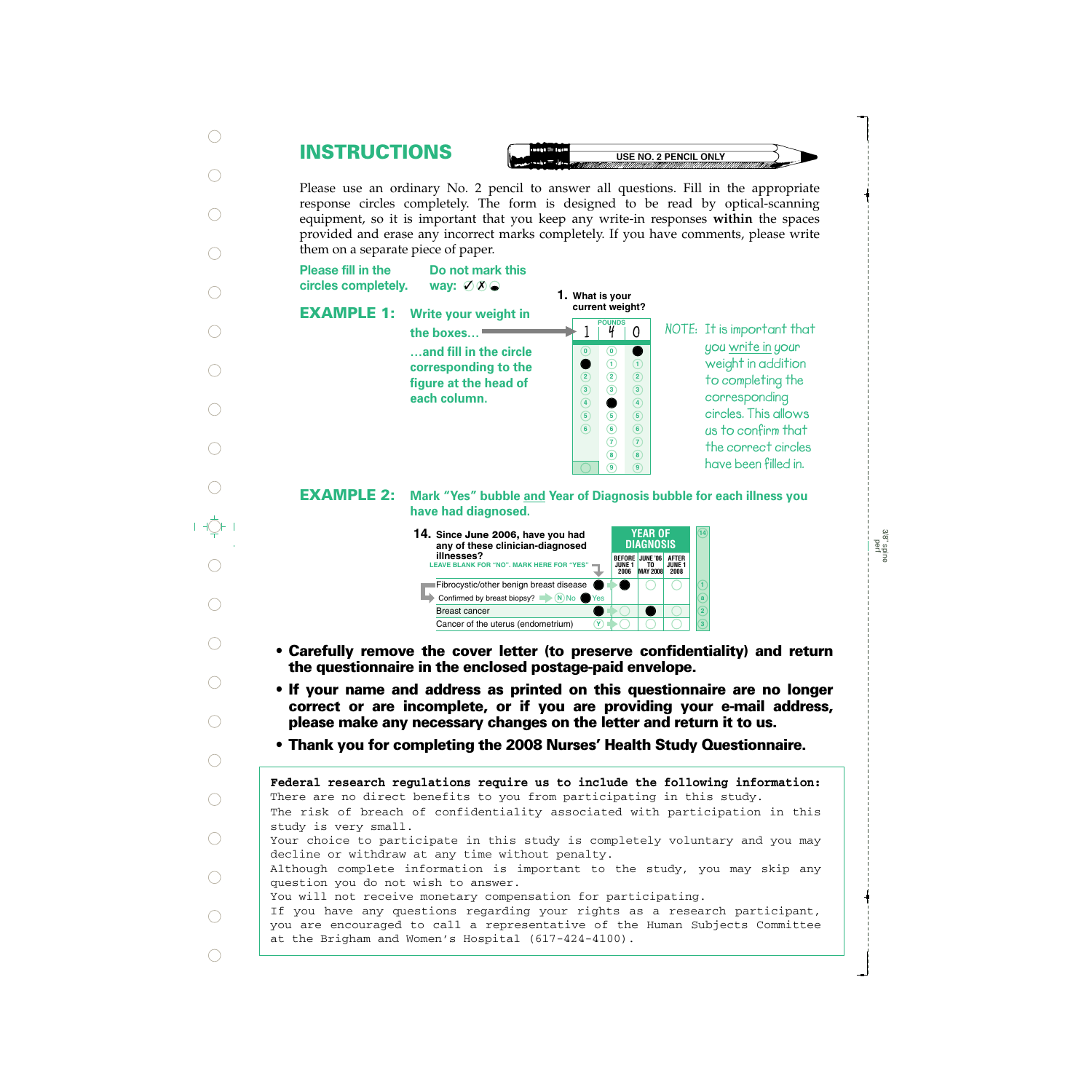# INSTRUCTIONS

USE NO. 2 PENCIL ONLY

Please use an ordinary No. 2 pencil to answer all questions. Fill in the appropriate response circles completely. The form is designed to be read by optical-scanning equipment, so it is important that you keep any write-in responses **within** the spaces provided and erase any incorrect marks completely. If you have comments, please write them on a separate piece of paper.

**Please fill in the circles completely.** **Do not mark this way: ✓ ✗**

## EXAMPLE 1:

**Write your weight in the boxes…**

**…and fill in the circle corresponding to the figure at the head of each column.**

**1. What is your current weight?**

POUNDS: 1 | 4 | 0

NOTE: It is important that you write in your weight in addition to completing the corresponding circles. This allows us to confirm that the correct circles have been filled in.

## EXAMPLE 2:

**Mark "Yes" bubble and Year of Diagnosis bubble for each illness you have had diagnosed.**

**14. Since June 2006, have you had any of these clinician-diagnosed illnesses?**
LEAVE BLANK FOR "NO". MARK HERE FOR "YES"

| | Yes | BEFORE JUNE 1 2006 | JUNE '06 TO MAY 2008 | AFTER JUNE 1 2008 |
|---|---|---|---|---|
| Fibrocystic/other benign breast disease | ● | ● | ○ | ○ |
| Confirmed by breast biopsy? (N) No ● Yes | | | | |
| Breast cancer | ● | ○ | ● | ○ |
| Cancer of the uterus (endometrium) | (Y) | ○ | ○ | ○ |

- **Carefully remove the cover letter (to preserve confidentiality) and return the questionnaire in the enclosed postage-paid envelope.**
- **If your name and address as printed on this questionnaire are no longer correct or are incomplete, or if you are providing your e-mail address, please make any necessary changes on the letter and return it to us.**
- **Thank you for completing the 2008 Nurses' Health Study Questionnaire.**

**Federal research regulations require us to include the following information:**
There are no direct benefits to you from participating in this study.
The risk of breach of confidentiality associated with participation in this study is very small.
Your choice to participate in this study is completely voluntary and you may decline or withdraw at any time without penalty.
Although complete information is important to the study, you may skip any question you do not wish to answer.
You will not receive monetary compensation for participating.
If you have any questions regarding your rights as a research participant, you are encouraged to call a representative of the Human Subjects Committee at the Brigham and Women's Hospital (617-424-4100).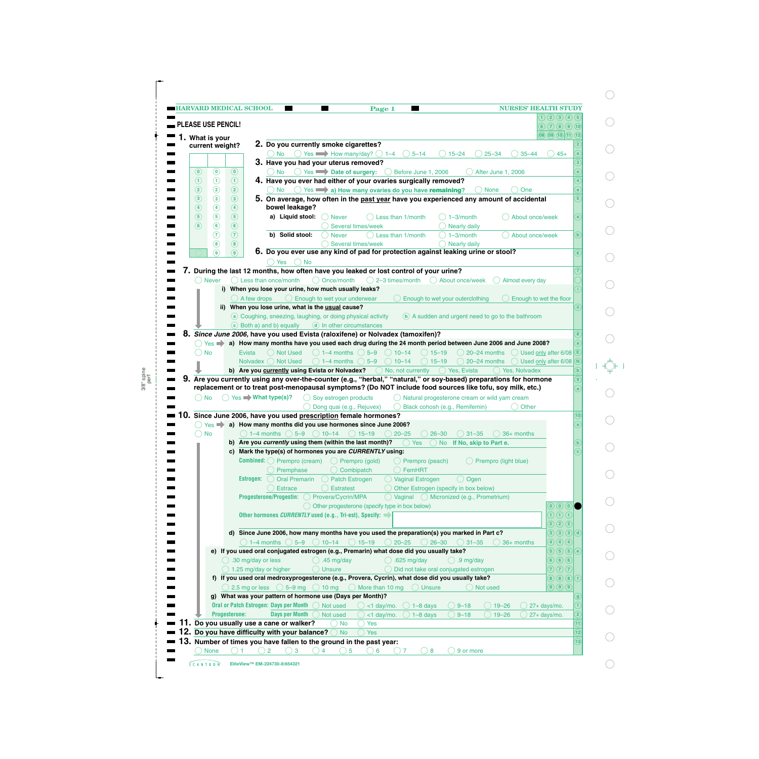HARVARD MEDICAL SCHOOL — NURSES' HEALTH STUDY

PLEASE USE PENCIL!

**1. What is your current weight?**

| | | |
|---|---|---|
| 0 | 0 | 0 |
| 1 | 1 | 1 |
| 2 | 2 | 2 |
| 3 | 3 | 3 |
| 4 | 4 | 4 |
| 5 | 5 | 5 |
| 6 | 6 | 6 |
| | 7 | 7 |
| | 8 | 8 |
| | 9 | 9 |

**2. Do you currently smoke cigarettes?**

◯ No ◯ Yes ➡ How many/day? ◯ 1–4 ◯ 5–14 ◯ 15–24 ◯ 25–34 ◯ 35–44 ◯ 45+

**3. Have you had your uterus removed?**

◯ No ◯ Yes ➡ **Date of surgery:** ◯ Before June 1, 2006 ◯ After June 1, 2006

**4. Have you ever had either of your ovaries surgically removed?**

◯ No ◯ Yes ➡ **a) How many ovaries do you have remaining?** ◯ None ◯ One

**5. On average, how often in the past year have you experienced any amount of accidental bowel leakage?**

**a) Liquid stool:** ◯ Never ◯ Less than 1/month ◯ 1–3/month ◯ About once/week ◯ Several times/week ◯ Nearly daily

**b) Solid stool:** ◯ Never ◯ Less than 1/month ◯ 1–3/month ◯ About once/week ◯ Several times/week ◯ Nearly daily

**6. Do you ever use any kind of pad for protection against leaking urine or stool?**

◯ Yes ◯ No

**7. During the last 12 months, how often have you leaked or lost control of your urine?**

◯ Never ◯ Less than once/month ◯ Once/month ◯ 2–3 times/month ◯ About once/week ◯ Almost every day

**i) When you lose your urine, how much usually leaks?**

◯ A few drops ◯ Enough to wet your underwear ◯ Enough to wet your outerclothing ◯ Enough to wet the floor

**ii) When you lose urine, what is the usual cause?**

ⓐ Coughing, sneezing, laughing, or doing physical activity ⓑ A sudden and urgent need to go to the bathroom
ⓒ Both a) and b) equally ⓓ In other circumstances

**8. *Since June 2006,* have you used Evista (raloxifene) or Nolvadex (tamoxifen)?**

◯ Yes ➡ **a) How many months have you used each drug during the 24 month period between June 2006 and June 2008?**
◯ No

| | | | | | | | |
|---|---|---|---|---|---|---|---|
| Evista | ◯ Not Used | ◯ 1–4 months | ◯ 5–9 | ◯ 10–14 | ◯ 15–19 | ◯ 20–24 months | ◯ Used only after 6/08 |
| Nolvadex | ◯ Not Used | ◯ 1–4 months | ◯ 5–9 | ◯ 10–14 | ◯ 15–19 | ◯ 20–24 months | ◯ Used only after 6/08 |

**b) Are you currently using Evista or Nolvadex?** ◯ No, not currently ◯ Yes, Evista ◯ Yes, Nolvadex

**9. Are you currently using any over-the-counter (e.g., "herbal," "natural," or soy-based) preparations for hormone replacement or to treat post-menopausal symptoms? (Do NOT include food sources like tofu, soy milk, etc.)**

◯ No ◯ Yes ➡ **What type(s)?** ◯ Soy estrogen products ◯ Natural progesterone cream or wild yam cream ◯ Dong quai (e.g., Rejuvex) ◯ Black cohosh (e.g., Remifemin) ◯ Other

**10. Since June 2006, have you used prescription female hormones?**

◯ Yes ➡ **a) How many months did you use hormones since June 2006?**
◯ No

◯ 1–4 months ◯ 5–9 ◯ 10–14 ◯ 15–19 ◯ 20–25 ◯ 26–30 ◯ 31–35 ◯ 36+ months

**b) Are you *currently* using them (within the last month)?** ◯ Yes ◯ No **If No, skip to Part e.**

**c) Mark the type(s) of hormones you are *CURRENTLY* using:**

**Combined:** ◯ Prempro (cream) ◯ Prempro (gold) ◯ Prempro (peach) ◯ Prempro (light blue) ◯ Premphase ◯ Combipatch ◯ FemHRT

**Estrogen:** ◯ Oral Premarin ◯ Patch Estrogen ◯ Vaginal Estrogen ◯ Ogen ◯ Estrace ◯ Estratest ◯ Other Estrogen (specify in box below)

**Progesterone/Progestin:** ◯ Provera/Cycrin/MPA ◯ Vaginal ◯ Micronized (e.g., Prometrium) ◯ Other progesterone (specify type in box below)

**Other hormones *CURRENTLY* used (e.g., Tri-est), Specify:** ➡ [ ]

**d) Since June 2006, how many months have you used the preparation(s) you marked in Part c?**

◯ 1–4 months ◯ 5–9 ◯ 10–14 ◯ 15–19 ◯ 20–25 ◯ 26–30 ◯ 31–35 ◯ 36+ months

**e) If you used oral conjugated estrogen (e.g., Premarin) what dose did you usually take?**

◯ .30 mg/day or less ◯ .45 mg/day ◯ .625 mg/day ◯ .9 mg/day ◯ 1.25 mg/day or higher ◯ Unsure ◯ Did not take oral conjugated estrogen

**f) If you used oral medroxyprogesterone (e.g., Provera, Cycrin), what dose did you usually take?**

◯ 2.5 mg or less ◯ 5–9 mg ◯ 10 mg ◯ More than 10 mg ◯ Unsure ◯ Not used

**g) What was your pattern of hormone use (Days per Month)?**

| | | | | | | | |
|---|---|---|---|---|---|---|---|
| **Oral or Patch Estrogen: Days per Month** | ◯ Not used | ◯ <1 day/mo. | ◯ 1–8 days | ◯ 9–18 | ◯ 19–26 | ◯ 27+ days/mo. |
| **Progesterone: Days per Month** | ◯ Not used | ◯ <1 day/mo. | ◯ 1–8 days | ◯ 9–18 | ◯ 19–26 | ◯ 27+ days/mo. |

**11. Do you usually use a cane or walker?** ◯ No ◯ Yes

**12. Do you have difficulty with your balance?** ◯ No ◯ Yes

**13. Number of times you have fallen to the ground in the past year:**

◯ None ◯ 1 ◯ 2 ◯ 3 ◯ 4 ◯ 5 ◯ 6 ◯ 7 ◯ 8 ◯ 9 or more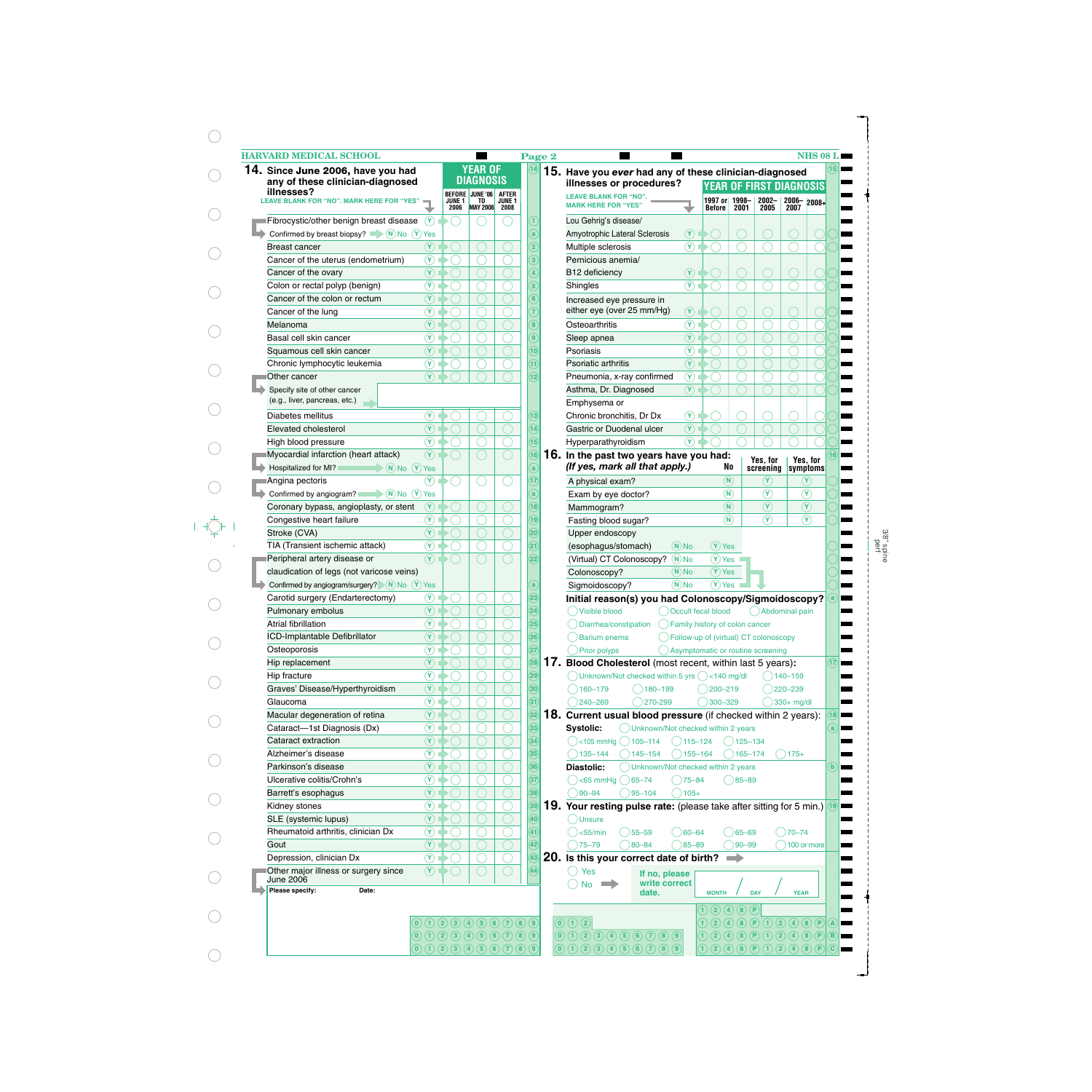HARVARD MEDICAL SCHOOL — NHS 08 L

## 14. Since June 2006, have you had any of these clinician-diagnosed illnesses?

LEAVE BLANK FOR "NO". MARK HERE FOR "YES"

| Illness | Yes | YEAR OF DIAGNOSIS: BEFORE JUNE 1 2006 | JUNE '06 TO MAY 2008 | AFTER JUNE 1 2008 |
|---|---|---|---|---|
| Fibrocystic/other benign breast disease | Y | ○ | ○ | ○ |
| Confirmed by breast biopsy? (N) No (Y) Yes | | | | |
| Breast cancer | Y | ○ | ○ | ○ |
| Cancer of the uterus (endometrium) | Y | ○ | ○ | ○ |
| Cancer of the ovary | Y | ○ | ○ | ○ |
| Colon or rectal polyp (benign) | Y | ○ | ○ | ○ |
| Cancer of the colon or rectum | Y | ○ | ○ | ○ |
| Cancer of the lung | Y | ○ | ○ | ○ |
| Melanoma | Y | ○ | ○ | ○ |
| Basal cell skin cancer | Y | ○ | ○ | ○ |
| Squamous cell skin cancer | Y | ○ | ○ | ○ |
| Chronic lymphocytic leukemia | Y | ○ | ○ | ○ |
| Other cancer | Y | ○ | ○ | ○ |
| Specify site of other cancer (e.g., liver, pancreas, etc.) | | | | |
| Diabetes mellitus | Y | ○ | ○ | ○ |
| Elevated cholesterol | Y | ○ | ○ | ○ |
| High blood pressure | Y | ○ | ○ | ○ |
| Myocardial infarction (heart attack) | Y | ○ | ○ | ○ |
| Hospitalized for MI? (N) No (Y) Yes | | | | |
| Angina pectoris | Y | ○ | ○ | ○ |
| Confirmed by angiogram? (N) No (Y) Yes | | | | |
| Coronary bypass, angioplasty, or stent | Y | ○ | ○ | ○ |
| Congestive heart failure | Y | ○ | ○ | ○ |
| Stroke (CVA) | Y | ○ | ○ | ○ |
| TIA (Transient ischemic attack) | Y | ○ | ○ | ○ |
| Peripheral artery disease or claudication of legs (not varicose veins) | Y | ○ | ○ | ○ |
| Confirmed by angiogram/surgery? (N) No (Y) Yes | | | | |
| Carotid surgery (Endarterectomy) | Y | ○ | ○ | ○ |
| Pulmonary embolus | Y | ○ | ○ | ○ |
| Atrial fibrillation | Y | ○ | ○ | ○ |
| ICD-Implantable Defibrillator | Y | ○ | ○ | ○ |
| Osteoporosis | Y | ○ | ○ | ○ |
| Hip replacement | Y | ○ | ○ | ○ |
| Hip fracture | Y | ○ | ○ | ○ |
| Graves' Disease/Hyperthyroidism | Y | ○ | ○ | ○ |
| Glaucoma | Y | ○ | ○ | ○ |
| Macular degeneration of retina | Y | ○ | ○ | ○ |
| Cataract—1st Diagnosis (Dx) | Y | ○ | ○ | ○ |
| Cataract extraction | Y | ○ | ○ | ○ |
| Alzheimer's disease | Y | ○ | ○ | ○ |
| Parkinson's disease | Y | ○ | ○ | ○ |
| Ulcerative colitis/Crohn's | Y | ○ | ○ | ○ |
| Barrett's esophagus | Y | ○ | ○ | ○ |
| Kidney stones | Y | ○ | ○ | ○ |
| SLE (systemic lupus) | Y | ○ | ○ | ○ |
| Rheumatoid arthritis, clinician Dx | Y | ○ | ○ | ○ |
| Gout | Y | ○ | ○ | ○ |
| Depression, clinician Dx | Y | ○ | ○ | ○ |
| Other major illness or surgery since June 2006 | Y | ○ | ○ | ○ |

Please specify: Date:

## 15. Have you *ever* had any of these clinician-diagnosed illnesses or procedures?

LEAVE BLANK FOR "NO". MARK HERE FOR "YES"

| Illness | Yes | YEAR OF FIRST DIAGNOSIS: 1997 or Before | 1998–2001 | 2002–2005 | 2006–2007 | 2008+ |
|---|---|---|---|---|---|---|
| Lou Gehrig's disease/ Amyotrophic Lateral Sclerosis | Y | ○ | ○ | ○ | ○ | ○ |
| Multiple sclerosis | Y | ○ | ○ | ○ | ○ | ○ |
| Pernicious anemia/ B12 deficiency | Y | ○ | ○ | ○ | ○ | ○ |
| Shingles | Y | ○ | ○ | ○ | ○ | ○ |
| Increased eye pressure in either eye (over 25 mm/Hg) | Y | ○ | ○ | ○ | ○ | ○ |
| Osteoarthritis | Y | ○ | ○ | ○ | ○ | ○ |
| Sleep apnea | Y | ○ | ○ | ○ | ○ | ○ |
| Psoriasis | Y | ○ | ○ | ○ | ○ | ○ |
| Psoriatic arthritis | Y | ○ | ○ | ○ | ○ | ○ |
| Pneumonia, x-ray confirmed | Y | ○ | ○ | ○ | ○ | ○ |
| Asthma, Dr. Diagnosed | Y | ○ | ○ | ○ | ○ | ○ |
| Emphysema or Chronic bronchitis, Dr Dx | Y | ○ | ○ | ○ | ○ | ○ |
| Gastric or Duodenal ulcer | Y | ○ | ○ | ○ | ○ | ○ |
| Hyperparathyroidism | Y | ○ | ○ | ○ | ○ | ○ |

## 16. In the past two years have you had: *(If yes, mark all that apply.)*

| | No | Yes, for screening | Yes, for symptoms |
|---|---|---|---|
| A physical exam? | N | Y | Y |
| Exam by eye doctor? | N | Y | Y |
| Mammogram? | N | Y | Y |
| Fasting blood sugar? | N | Y | Y |

| | No | Yes |
|---|---|---|
| Upper endoscopy (esophagus/stomach) | N | Y |
| (Virtual) CT Colonoscopy? | N | Y |
| Colonoscopy? | N | Y |
| Sigmoidoscopy? | N | Y |

**Initial reason(s) you had Colonoscopy/Sigmoidoscopy?**

- ○ Visible blood
- ○ Occult fecal blood
- ○ Abdominal pain
- ○ Diarrhea/constipation
- ○ Family history of colon cancer
- ○ Barium enema
- ○ Follow-up of (virtual) CT colonoscopy
- ○ Prior polyps
- ○ Asymptomatic or routine screening

## 17. Blood Cholesterol (most recent, within last 5 years):

○ Unknown/Not checked within 5 yrs ○ <140 mg/dl ○ 140–159 ○ 160–179 ○ 180–199 ○ 200–219 ○ 220–239 ○ 240–269 ○ 270-299 ○ 300–329 ○ 330+ mg/dl

## 18. Current usual blood pressure (if checked within 2 years):

**Systolic:** ○ Unknown/Not checked within 2 years ○ <105 mmHg ○ 105–114 ○ 115–124 ○ 125–134 ○ 135–144 ○ 145–154 ○ 155–164 ○ 165–174 ○ 175+

**Diastolic:** ○ Unknown/Not checked within 2 years ○ <65 mmHg ○ 65–74 ○ 75–84 ○ 85–89 ○ 90–94 ○ 95–104 ○ 105+

## 19. Your resting pulse rate: (please take after sitting for 5 min.)

○ Unsure ○ <55/min ○ 55–59 ○ 60–64 ○ 65–69 ○ 70–74 ○ 75–79 ○ 80–84 ○ 85–89 ○ 90–99 ○ 100 or more

## 20. Is this your correct date of birth?

○ Yes
○ No → If no, please write correct date. MONTH / DAY / YEAR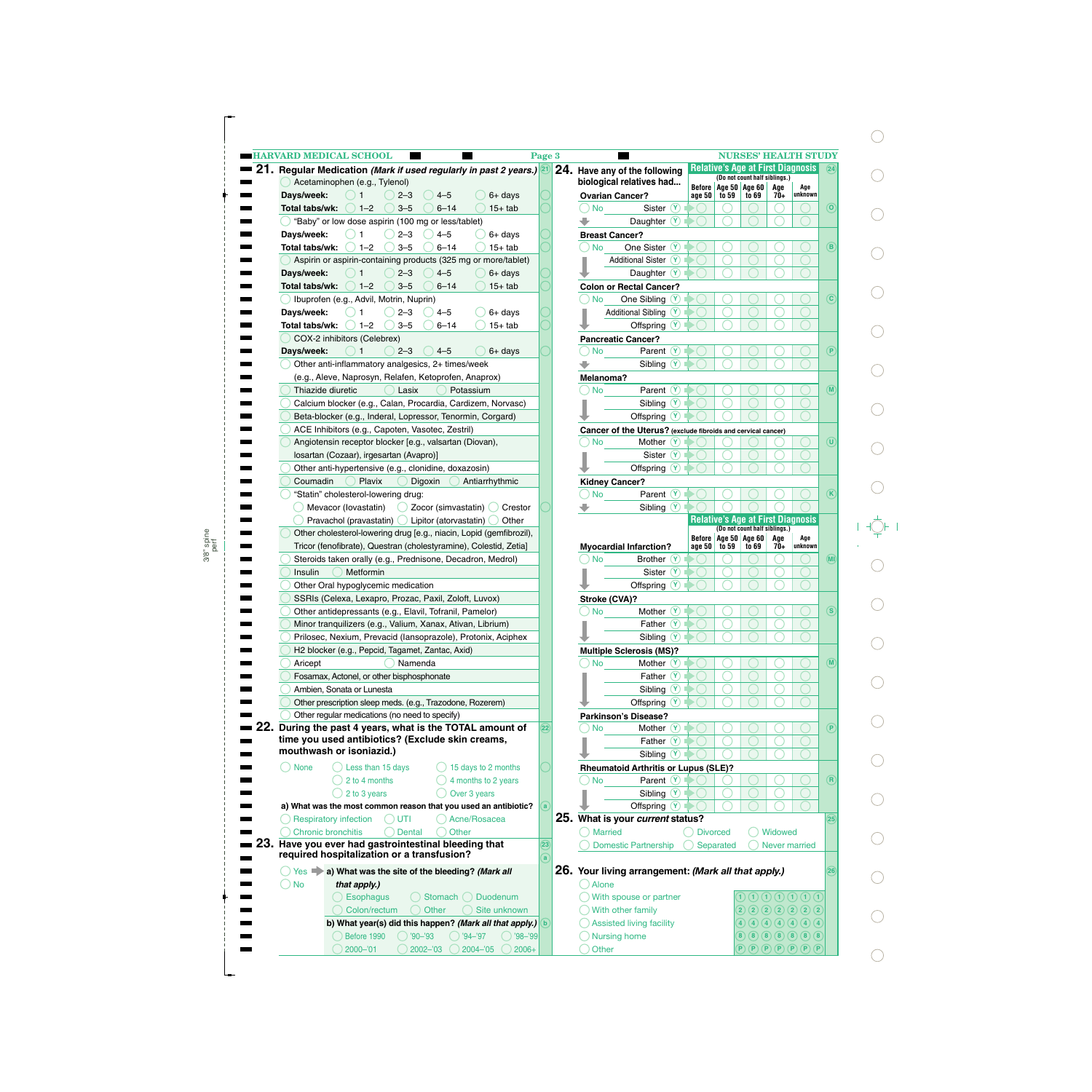**21. Regular Medication** *(Mark if used regularly in past 2 years.)*

- ◯ Acetaminophen (e.g., Tylenol)
  - **Days/week:** ◯ 1 ◯ 2–3 ◯ 4–5 ◯ 6+ days
  - **Total tabs/wk:** ◯ 1–2 ◯ 3–5 ◯ 6–14 ◯ 15+ tab
- ◯ "Baby" or low dose aspirin (100 mg or less/tablet)
  - **Days/week:** ◯ 1 ◯ 2–3 ◯ 4–5 ◯ 6+ days
  - **Total tabs/wk:** ◯ 1–2 ◯ 3–5 ◯ 6–14 ◯ 15+ tab
- ◯ Aspirin or aspirin-containing products (325 mg or more/tablet)
  - **Days/week:** ◯ 1 ◯ 2–3 ◯ 4–5 ◯ 6+ days
  - **Total tabs/wk:** ◯ 1–2 ◯ 3–5 ◯ 6–14 ◯ 15+ tab
- ◯ Ibuprofen (e.g., Advil, Motrin, Nuprin)
  - **Days/week:** ◯ 1 ◯ 2–3 ◯ 4–5 ◯ 6+ days
  - **Total tabs/wk:** ◯ 1–2 ◯ 3–5 ◯ 6–14 ◯ 15+ tab
- ◯ COX-2 inhibitors (Celebrex)
  - **Days/week:** ◯ 1 ◯ 2–3 ◯ 4–5 ◯ 6+ days
- ◯ Other anti-inflammatory analgesics, 2+ times/week (e.g., Aleve, Naprosyn, Relafen, Ketoprofen, Anaprox)
- ◯ Thiazide diuretic ◯ Lasix ◯ Potassium
- ◯ Calcium blocker (e.g., Calan, Procardia, Cardizem, Norvasc)
- ◯ Beta-blocker (e.g., Inderal, Lopressor, Tenormin, Corgard)
- ◯ ACE Inhibitors (e.g., Capoten, Vasotec, Zestril)
- ◯ Angiotensin receptor blocker [e.g., valsartan (Diovan), losartan (Cozaar), irgesartan (Avapro)]
- ◯ Other anti-hypertensive (e.g., clonidine, doxazosin)
- ◯ Coumadin ◯ Plavix ◯ Digoxin ◯ Antiarrhythmic
- ◯ "Statin" cholesterol-lowering drug:
  - ◯ Mevacor (lovastatin) ◯ Zocor (simvastatin) ◯ Crestor
  - ◯ Pravachol (pravastatin) ◯ Lipitor (atorvastatin) ◯ Other
- ◯ Other cholesterol-lowering drug [e.g., niacin, Lopid (gemfibrozil), Tricor (fenofibrate), Questran (cholestyramine), Colestid, Zetia]
- ◯ Steroids taken orally (e.g., Prednisone, Decadron, Medrol)
- ◯ Insulin ◯ Metformin
- ◯ Other Oral hypoglycemic medication
- ◯ SSRIs (Celexa, Lexapro, Prozac, Paxil, Zoloft, Luvox)
- ◯ Other antidepressants (e.g., Elavil, Tofranil, Pamelor)
- ◯ Minor tranquilizers (e.g., Valium, Xanax, Ativan, Librium)
- ◯ Prilosec, Nexium, Prevacid (lansoprazole), Protonix, Aciphex
- ◯ H2 blocker (e.g., Pepcid, Tagamet, Zantac, Axid)
- ◯ Aricept ◯ Namenda
- ◯ Fosamax, Actonel, or other bisphosphonate
- ◯ Ambien, Sonata or Lunesta
- ◯ Other prescription sleep meds. (e.g., Trazodone, Rozerem)
- ◯ Other regular medications (no need to specify)

**22. During the past 4 years, what is the TOTAL amount of time you used antibiotics? (Exclude skin creams, mouthwash or isoniazid.)**

◯ None ◯ Less than 15 days ◯ 15 days to 2 months ◯ 2 to 4 months ◯ 4 months to 2 years ◯ 2 to 3 years ◯ Over 3 years

**a) What was the most common reason that you used an antibiotic?**

◯ Respiratory infection ◯ UTI ◯ Acne/Rosacea ◯ Chronic bronchitis ◯ Dental ◯ Other

**23. Have you ever had gastrointestinal bleeding that required hospitalization or a transfusion?**

◯ Yes → **a) What was the site of the bleeding?** ***(Mark all that apply.)***

◯ Esophagus ◯ Stomach ◯ Duodenum ◯ Colon/rectum ◯ Other ◯ Site unknown

◯ No

**b) What year(s) did this happen?** ***(Mark all that apply.)***

◯ Before 1990 ◯ '90–'93 ◯ '94–'97 ◯ '98–'99 ◯ 2000–'01 ◯ 2002–'03 ◯ 2004–'05 ◯ 2006+

**24. Have any of the following biological relatives had...**

Relative's Age at First Diagnosis (Do not count half siblings.)

| Condition | No | Relative | Y | Before age 50 | Age 50 to 59 | Age 60 to 69 | Age 70+ | Age unknown |
|---|---|---|---|---|---|---|---|---|
| **Ovarian Cancer?** | ◯ No | Sister | Ⓨ | ◯ | ◯ | ◯ | ◯ | ◯ |
| | | Daughter | Ⓨ | ◯ | ◯ | ◯ | ◯ | ◯ |
| **Breast Cancer?** | ◯ No | One Sister | Ⓨ | ◯ | ◯ | ◯ | ◯ | ◯ |
| | | Additional Sister | Ⓨ | ◯ | ◯ | ◯ | ◯ | ◯ |
| | | Daughter | Ⓨ | ◯ | ◯ | ◯ | ◯ | ◯ |
| **Colon or Rectal Cancer?** | ◯ No | One Sibling | Ⓨ | ◯ | ◯ | ◯ | ◯ | ◯ |
| | | Additional Sibling | Ⓨ | ◯ | ◯ | ◯ | ◯ | ◯ |
| | | Offspring | Ⓨ | ◯ | ◯ | ◯ | ◯ | ◯ |
| **Pancreatic Cancer?** | ◯ No | Parent | Ⓨ | ◯ | ◯ | ◯ | ◯ | ◯ |
| | | Sibling | Ⓨ | ◯ | ◯ | ◯ | ◯ | ◯ |
| **Melanoma?** | ◯ No | Parent | Ⓨ | ◯ | ◯ | ◯ | ◯ | ◯ |
| | | Sibling | Ⓨ | ◯ | ◯ | ◯ | ◯ | ◯ |
| | | Offspring | Ⓨ | ◯ | ◯ | ◯ | ◯ | ◯ |
| **Cancer of the Uterus?** (exclude fibroids and cervical cancer) | ◯ No | Mother | Ⓨ | ◯ | ◯ | ◯ | ◯ | ◯ |
| | | Sister | Ⓨ | ◯ | ◯ | ◯ | ◯ | ◯ |
| | | Offspring | Ⓨ | ◯ | ◯ | ◯ | ◯ | ◯ |
| **Kidney Cancer?** | ◯ No | Parent | Ⓨ | ◯ | ◯ | ◯ | ◯ | ◯ |
| | | Sibling | Ⓨ | ◯ | ◯ | ◯ | ◯ | ◯ |
| **Myocardial Infarction?** | ◯ No | Brother | Ⓨ | ◯ | ◯ | ◯ | ◯ | ◯ |
| | | Sister | Ⓨ | ◯ | ◯ | ◯ | ◯ | ◯ |
| | | Offspring | Ⓨ | ◯ | ◯ | ◯ | ◯ | ◯ |
| **Stroke (CVA)?** | ◯ No | Mother | Ⓨ | ◯ | ◯ | ◯ | ◯ | ◯ |
| | | Father | Ⓨ | ◯ | ◯ | ◯ | ◯ | ◯ |
| | | Sibling | Ⓨ | ◯ | ◯ | ◯ | ◯ | ◯ |
| **Multiple Sclerosis (MS)?** | ◯ No | Mother | Ⓨ | ◯ | ◯ | ◯ | ◯ | ◯ |
| | | Father | Ⓨ | ◯ | ◯ | ◯ | ◯ | ◯ |
| | | Sibling | Ⓨ | ◯ | ◯ | ◯ | ◯ | ◯ |
| | | Offspring | Ⓨ | ◯ | ◯ | ◯ | ◯ | ◯ |
| **Parkinson's Disease?** | ◯ No | Mother | Ⓨ | ◯ | ◯ | ◯ | ◯ | ◯ |
| | | Father | Ⓨ | ◯ | ◯ | ◯ | ◯ | ◯ |
| | | Sibling | Ⓨ | ◯ | ◯ | ◯ | ◯ | ◯ |
| **Rheumatoid Arthritis or Lupus (SLE)?** | ◯ No | Parent | Ⓨ | ◯ | ◯ | ◯ | ◯ | ◯ |
| | | Sibling | Ⓨ | ◯ | ◯ | ◯ | ◯ | ◯ |
| | | Offspring | Ⓨ | ◯ | ◯ | ◯ | ◯ | ◯ |

**25. What is your *current* status?**

◯ Married ◯ Divorced ◯ Widowed ◯ Domestic Partnership ◯ Separated ◯ Never married

**26. Your living arrangement:** ***(Mark all that apply.)***

- ◯ Alone
- ◯ With spouse or partner
- ◯ With other family
- ◯ Assisted living facility
- ◯ Nursing home
- ◯ Other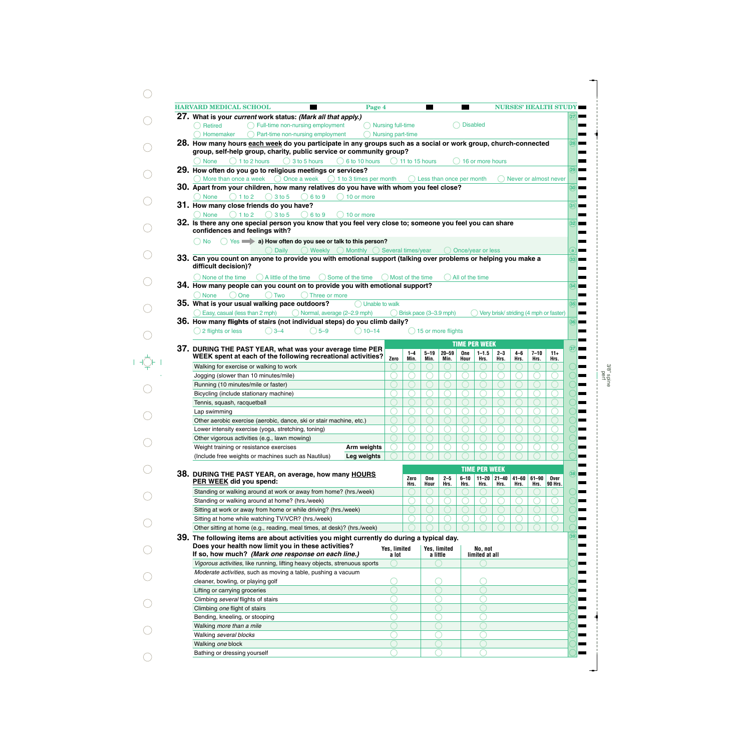**27.** **What is your *current* work status: *(Mark all that apply.)***

- ◯ Retired
- ◯ Homemaker
- ◯ Full-time non-nursing employment
- ◯ Part-time non-nursing employment
- ◯ Nursing full-time
- ◯ Nursing part-time
- ◯ Disabled

**28.** **How many hours each week do you participate in any groups such as a social or work group, church-connected group, self-help group, charity, public service or community group?**

◯ None ◯ 1 to 2 hours ◯ 3 to 5 hours ◯ 6 to 10 hours ◯ 11 to 15 hours ◯ 16 or more hours

**29.** **How often do you go to religious meetings or services?**

◯ More than once a week ◯ Once a week ◯ 1 to 3 times per month ◯ Less than once per month ◯ Never or almost never

**30.** **Apart from your children, how many relatives do you have with whom you feel close?**

◯ None ◯ 1 to 2 ◯ 3 to 5 ◯ 6 to 9 ◯ 10 or more

**31.** **How many close friends do you have?**

◯ None ◯ 1 to 2 ◯ 3 to 5 ◯ 6 to 9 ◯ 10 or more

**32.** **Is there any one special person you know that you feel very close to; someone you feel you can share confidences and feelings with?**

◯ No ◯ Yes ➡ **a) How often do you see or talk to this person?**

◯ Daily ◯ Weekly ◯ Monthly ◯ Several times/year ◯ Once/year or less

**33.** **Can you count on anyone to provide you with emotional support (talking over problems or helping you make a difficult decision)?**

◯ None of the time ◯ A little of the time ◯ Some of the time ◯ Most of the time ◯ All of the time

**34.** **How many people can you count on to provide you with emotional support?**

◯ None ◯ One ◯ Two ◯ Three or more

**35.** **What is your usual walking pace outdoors?** ◯ Unable to walk

◯ Easy, casual (less than 2 mph) ◯ Normal, average (2–2.9 mph) ◯ Brisk pace (3–3.9 mph) ◯ Very brisk/ striding (4 mph or faster)

**36.** **How many flights of stairs (not individual steps) do you climb daily?**

◯ 2 flights or less ◯ 3–4 ◯ 5–9 ◯ 10–14 ◯ 15 or more flights

**37.** **DURING THE PAST YEAR, what was your average time PER WEEK spent at each of the following recreational activities?**

| | | TIME PER WEEK | | | | | | | | | |
|---|---|---|---|---|---|---|---|---|---|---|---|
| | Zero | 1–4 Min. | 5–19 Min. | 20–59 Min. | One Hour | 1–1.5 Hrs. | 2–3 Hrs. | 4–6 Hrs. | 7–10 Hrs. | 11+ Hrs. |
| Walking for exercise or walking to work | ◯ | ◯ | ◯ | ◯ | ◯ | ◯ | ◯ | ◯ | ◯ | ◯ |
| Jogging (slower than 10 minutes/mile) | ◯ | ◯ | ◯ | ◯ | ◯ | ◯ | ◯ | ◯ | ◯ | ◯ |
| Running (10 minutes/mile or faster) | ◯ | ◯ | ◯ | ◯ | ◯ | ◯ | ◯ | ◯ | ◯ | ◯ |
| Bicycling (include stationary machine) | ◯ | ◯ | ◯ | ◯ | ◯ | ◯ | ◯ | ◯ | ◯ | ◯ |
| Tennis, squash, racquetball | ◯ | ◯ | ◯ | ◯ | ◯ | ◯ | ◯ | ◯ | ◯ | ◯ |
| Lap swimming | ◯ | ◯ | ◯ | ◯ | ◯ | ◯ | ◯ | ◯ | ◯ | ◯ |
| Other aerobic exercise (aerobic, dance, ski or stair machine, etc.) | ◯ | ◯ | ◯ | ◯ | ◯ | ◯ | ◯ | ◯ | ◯ | ◯ |
| Lower intensity exercise (yoga, stretching, toning) | ◯ | ◯ | ◯ | ◯ | ◯ | ◯ | ◯ | ◯ | ◯ | ◯ |
| Other vigorous activities (e.g., lawn mowing) | ◯ | ◯ | ◯ | ◯ | ◯ | ◯ | ◯ | ◯ | ◯ | ◯ |
| Weight training or resistance exercises — **Arm weights** | ◯ | ◯ | ◯ | ◯ | ◯ | ◯ | ◯ | ◯ | ◯ | ◯ |
| (Include free weights or machines such as Nautilus) — **Leg weights** | ◯ | ◯ | ◯ | ◯ | ◯ | ◯ | ◯ | ◯ | ◯ | ◯ |

**38.** **DURING THE PAST YEAR, on average, how many HOURS PER WEEK did you spend:**

| | TIME PER WEEK | | | | | | | | |
|---|---|---|---|---|---|---|---|---|---|
| | Zero Hrs. | One Hour | 2–5 Hrs. | 6–10 Hrs. | 11–20 Hrs. | 21–40 Hrs. | 41–60 Hrs. | 61–90 Hrs. | Over 90 Hrs. |
| Standing or walking around at work or away from home? (hrs./week) | ◯ | ◯ | ◯ | ◯ | ◯ | ◯ | ◯ | ◯ | ◯ |
| Standing or walking around at home? (hrs./week) | ◯ | ◯ | ◯ | ◯ | ◯ | ◯ | ◯ | ◯ | ◯ |
| Sitting at work or away from home or while driving? (hrs./week) | ◯ | ◯ | ◯ | ◯ | ◯ | ◯ | ◯ | ◯ | ◯ |
| Sitting at home while watching TV/VCR? (hrs./week) | ◯ | ◯ | ◯ | ◯ | ◯ | ◯ | ◯ | ◯ | ◯ |
| Other sitting at home (e.g., reading, meal times, at desk)? (hrs./week) | ◯ | ◯ | ◯ | ◯ | ◯ | ◯ | ◯ | ◯ | ◯ |

**39.** **The following items are about activities you might currently do during a typical day. Does your health now limit you in these activities? If so, how much? *(Mark one response on each line.)***

| | Yes, limited a lot | Yes, limited a little | No, not limited at all |
|---|---|---|---|
| *Vigorous activities*, like running, lifting heavy objects, strenuous sports | ◯ | ◯ | ◯ |
| *Moderate activities*, such as moving a table, pushing a vacuum cleaner, bowling, or playing golf | ◯ | ◯ | ◯ |
| Lifting or carrying groceries | ◯ | ◯ | ◯ |
| Climbing *several* flights of stairs | ◯ | ◯ | ◯ |
| Climbing *one* flight of stairs | ◯ | ◯ | ◯ |
| Bending, kneeling, or stooping | ◯ | ◯ | ◯ |
| Walking *more than a mile* | ◯ | ◯ | ◯ |
| Walking *several blocks* | ◯ | ◯ | ◯ |
| Walking *one* block | ◯ | ◯ | ◯ |
| Bathing or dressing yourself | ◯ | ◯ | ◯ |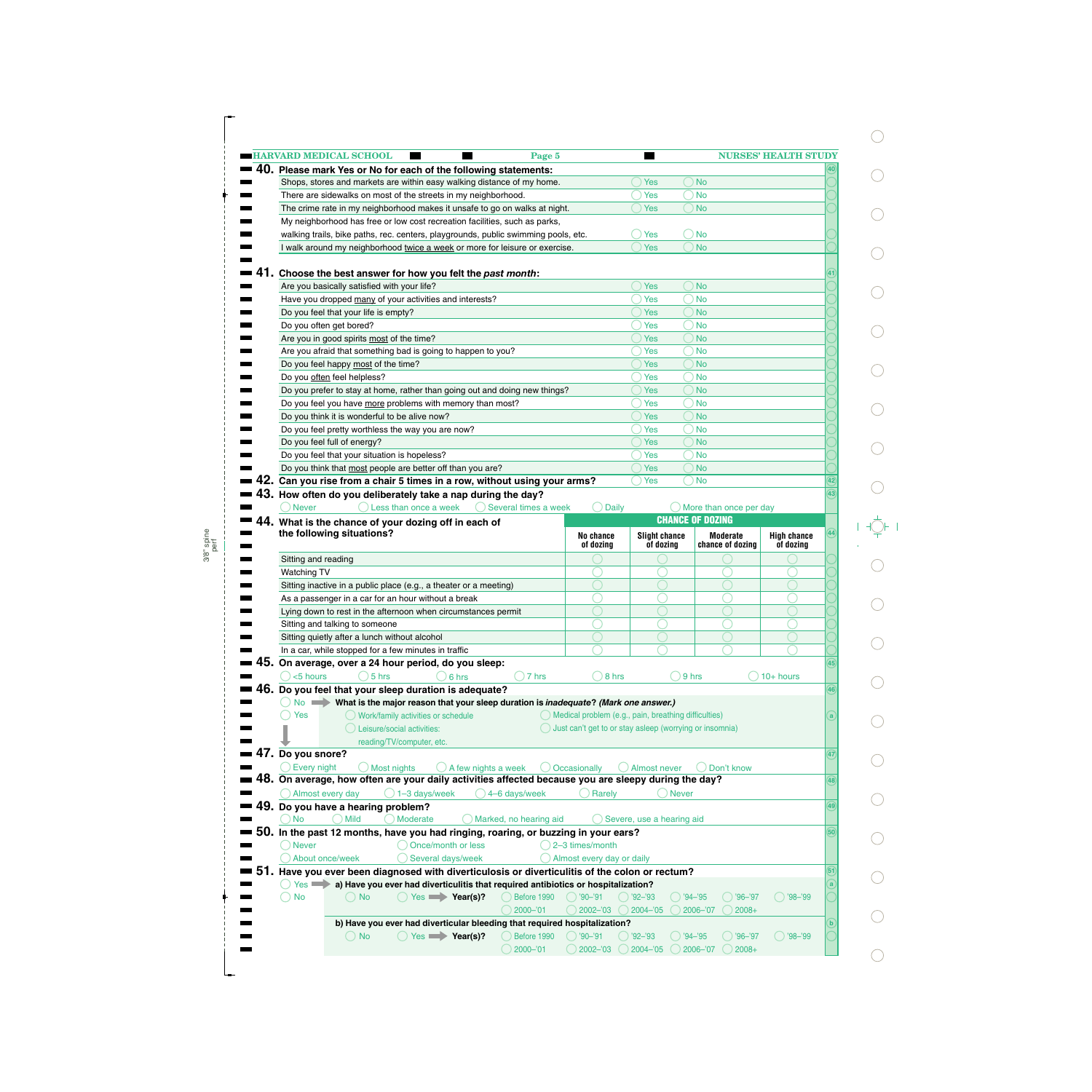**40. Please mark Yes or No for each of the following statements:**

| Statement | Yes | No |
|---|---|---|
| Shops, stores and markets are within easy walking distance of my home. | ◯ Yes | ◯ No |
| There are sidewalks on most of the streets in my neighborhood. | ◯ Yes | ◯ No |
| The crime rate in my neighborhood makes it unsafe to go on walks at night. | ◯ Yes | ◯ No |
| My neighborhood has free or low cost recreation facilities, such as parks, walking trails, bike paths, rec. centers, playgrounds, public swimming pools, etc. | ◯ Yes | ◯ No |
| I walk around my neighborhood <u>twice a week</u> or more for leisure or exercise. | ◯ Yes | ◯ No |

**41. Choose the best answer for how you felt the *past month*:**

| Question | Yes | No |
|---|---|---|
| Are you basically satisfied with your life? | ◯ Yes | ◯ No |
| Have you dropped <u>many</u> of your activities and interests? | ◯ Yes | ◯ No |
| Do you feel that your life is empty? | ◯ Yes | ◯ No |
| Do you often get bored? | ◯ Yes | ◯ No |
| Are you in good spirits <u>most</u> of the time? | ◯ Yes | ◯ No |
| Are you afraid that something bad is going to happen to you? | ◯ Yes | ◯ No |
| Do you feel happy <u>most</u> of the time? | ◯ Yes | ◯ No |
| Do you <u>often</u> feel helpless? | ◯ Yes | ◯ No |
| Do you prefer to stay at home, rather than going out and doing new things? | ◯ Yes | ◯ No |
| Do you feel you have <u>more</u> problems with memory than most? | ◯ Yes | ◯ No |
| Do you think it is wonderful to be alive now? | ◯ Yes | ◯ No |
| Do you feel pretty worthless the way you are now? | ◯ Yes | ◯ No |
| Do you feel full of energy? | ◯ Yes | ◯ No |
| Do you feel that your situation is hopeless? | ◯ Yes | ◯ No |
| Do you think that <u>most</u> people are better off than you are? | ◯ Yes | ◯ No |

**42. Can you rise from a chair 5 times in a row, without using your arms?** ◯ Yes ◯ No

**43. How often do you deliberately take a nap during the day?**

◯ Never ◯ Less than once a week ◯ Several times a week ◯ Daily ◯ More than once per day

**44. What is the chance of your dozing off in each of the following situations?**

| | CHANCE OF DOZING | | | |
|---|---|---|---|---|
| | No chance of dozing | Slight chance of dozing | Moderate chance of dozing | High chance of dozing |
| Sitting and reading | ◯ | ◯ | ◯ | ◯ |
| Watching TV | ◯ | ◯ | ◯ | ◯ |
| Sitting inactive in a public place (e.g., a theater or a meeting) | ◯ | ◯ | ◯ | ◯ |
| As a passenger in a car for an hour without a break | ◯ | ◯ | ◯ | ◯ |
| Lying down to rest in the afternoon when circumstances permit | ◯ | ◯ | ◯ | ◯ |
| Sitting and talking to someone | ◯ | ◯ | ◯ | ◯ |
| Sitting quietly after a lunch without alcohol | ◯ | ◯ | ◯ | ◯ |
| In a car, while stopped for a few minutes in traffic | ◯ | ◯ | ◯ | ◯ |

**45. On average, over a 24 hour period, do you sleep:**

◯ <5 hours ◯ 5 hrs ◯ 6 hrs ◯ 7 hrs ◯ 8 hrs ◯ 9 hrs ◯ 10+ hours

**46. Do you feel that your sleep duration is adequate?**

◯ No → **What is the major reason that your sleep duration is *inadequate*? *(Mark one answer.)***

- ◯ Work/family activities or schedule
- ◯ Leisure/social activities: reading/TV/computer, etc.
- ◯ Medical problem (e.g., pain, breathing difficulties)
- ◯ Just can't get to or stay asleep (worrying or insomnia)

◯ Yes

**47. Do you snore?**

◯ Every night ◯ Most nights ◯ A few nights a week ◯ Occasionally ◯ Almost never ◯ Don't know

**48. On average, how often are your daily activities affected because you are sleepy during the day?**

◯ Almost every day ◯ 1–3 days/week ◯ 4–6 days/week ◯ Rarely ◯ Never

**49. Do you have a hearing problem?**

◯ No ◯ Mild ◯ Moderate ◯ Marked, no hearing aid ◯ Severe, use a hearing aid

**50. In the past 12 months, have you had ringing, roaring, or buzzing in your ears?**

◯ Never ◯ Once/month or less ◯ 2–3 times/month ◯ About once/week ◯ Several days/week ◯ Almost every day or daily

**51. Have you ever been diagnosed with diverticulosis or diverticulitis of the colon or rectum?**

◯ Yes → **a) Have you ever had diverticulitis that required antibiotics or hospitalization?**

◯ No ◯ Yes → **Year(s)?** ◯ Before 1990 ◯ '90–'91 ◯ '92–'93 ◯ '94–'95 ◯ '96–'97 ◯ '98–'99 ◯ 2000–'01 ◯ 2002–'03 ◯ 2004–'05 ◯ 2006–'07 ◯ 2008+

**b) Have you ever had diverticular bleeding that required hospitalization?**

◯ No ◯ Yes → **Year(s)?** ◯ Before 1990 ◯ '90–'91 ◯ '92–'93 ◯ '94–'95 ◯ '96–'97 ◯ '98–'99 ◯ 2000–'01 ◯ 2002–'03 ◯ 2004–'05 ◯ 2006–'07 ◯ 2008+

◯ No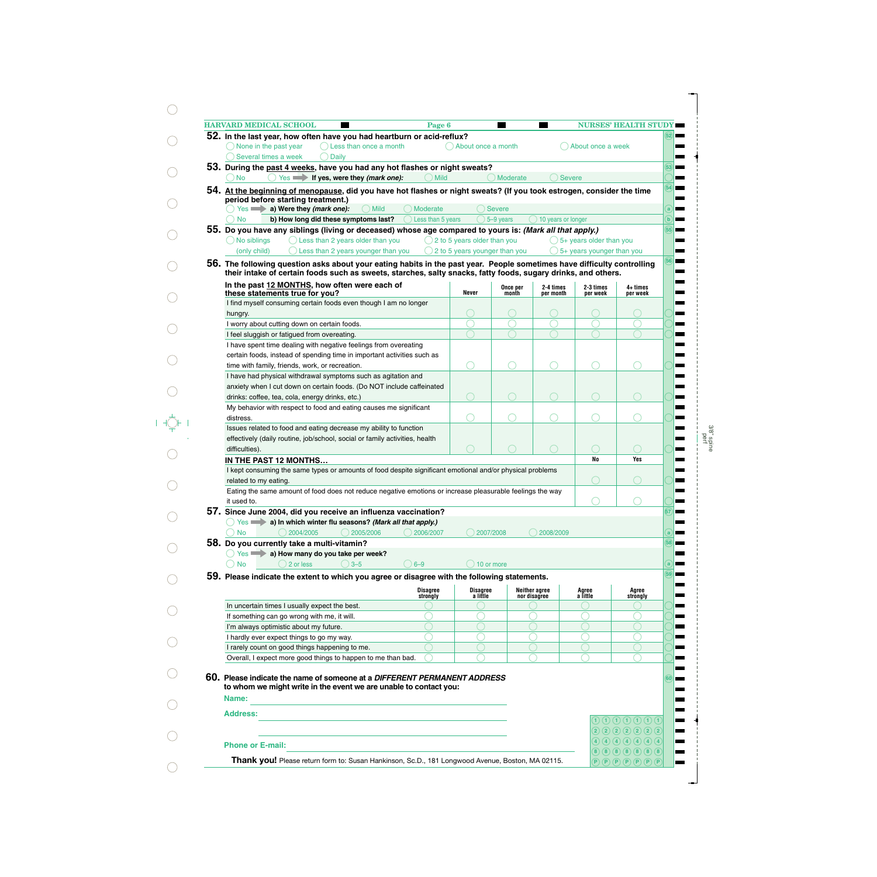**52. In the last year, how often have you had heartburn or acid-reflux?**

◯ None in the past year ◯ Less than once a month ◯ About once a month ◯ About once a week ◯ Several times a week ◯ Daily

**53. During the past 4 weeks, have you had any hot flashes or night sweats?**

◯ No ◯ Yes ➡ **If yes, were they** ***(mark one):*** ◯ Mild ◯ Moderate ◯ Severe

**54. At the beginning of menopause, did you have hot flashes or night sweats? (If you took estrogen, consider the time period before starting treatment.)**

◯ Yes ➡ **a) Were they** ***(mark one):*** ◯ Mild ◯ Moderate ◯ Severe

◯ No **b) How long did these symptoms last?** ◯ Less than 5 years ◯ 5–9 years ◯ 10 years or longer

**55. Do you have any siblings (living or deceased) whose age compared to yours is:** ***(Mark all that apply.)***

◯ No siblings (only child) ◯ Less than 2 years older than you ◯ Less than 2 years younger than you ◯ 2 to 5 years older than you ◯ 2 to 5 years younger than you ◯ 5+ years older than you ◯ 5+ years younger than you

**56. The following question asks about your eating habits in the past year. People sometimes have difficulty controlling their intake of certain foods such as sweets, starches, salty snacks, fatty foods, sugary drinks, and others.**

| In the past 12 MONTHS, how often were each of these statements true for you? | Never | Once per month | 2-4 times per month | 2-3 times per week | 4+ times per week |
|---|---|---|---|---|---|
| I find myself consuming certain foods even though I am no longer hungry. | ◯ | ◯ | ◯ | ◯ | ◯ |
| I worry about cutting down on certain foods. | ◯ | ◯ | ◯ | ◯ | ◯ |
| I feel sluggish or fatigued from overeating. | ◯ | ◯ | ◯ | ◯ | ◯ |
| I have spent time dealing with negative feelings from overeating certain foods, instead of spending time in important activities such as time with family, friends, work, or recreation. | ◯ | ◯ | ◯ | ◯ | ◯ |
| I have had physical withdrawal symptoms such as agitation and anxiety when I cut down on certain foods. (Do NOT include caffeinated drinks: coffee, tea, cola, energy drinks, etc.) | ◯ | ◯ | ◯ | ◯ | ◯ |
| My behavior with respect to food and eating causes me significant distress. | ◯ | ◯ | ◯ | ◯ | ◯ |
| Issues related to food and eating decrease my ability to function effectively (daily routine, job/school, social or family activities, health difficulties). | ◯ | ◯ | ◯ | ◯ | ◯ |

| IN THE PAST 12 MONTHS… | No | Yes |
|---|---|---|
| I kept consuming the same types or amounts of food despite significant emotional and/or physical problems related to my eating. | ◯ | ◯ |
| Eating the same amount of food does not reduce negative emotions or increase pleasurable feelings the way it used to. | ◯ | ◯ |

**57. Since June 2004, did you receive an influenza vaccination?**

◯ Yes ➡ **a) In which winter flu seasons?** ***(Mark all that apply.)***

◯ No ◯ 2004/2005 ◯ 2005/2006 ◯ 2006/2007 ◯ 2007/2008 ◯ 2008/2009

**58. Do you currently take a multi-vitamin?**

◯ Yes ➡ **a) How many do you take per week?**

◯ No ◯ 2 or less ◯ 3–5 ◯ 6–9 ◯ 10 or more

**59. Please indicate the extent to which you agree or disagree with the following statements.**

| | Disagree strongly | Disagree a little | Neither agree nor disagree | Agree a little | Agree strongly |
|---|---|---|---|---|---|
| In uncertain times I usually expect the best. | ◯ | ◯ | ◯ | ◯ | ◯ |
| If something can go wrong with me, it will. | ◯ | ◯ | ◯ | ◯ | ◯ |
| I'm always optimistic about my future. | ◯ | ◯ | ◯ | ◯ | ◯ |
| I hardly ever expect things to go my way. | ◯ | ◯ | ◯ | ◯ | ◯ |
| I rarely count on good things happening to me. | ◯ | ◯ | ◯ | ◯ | ◯ |
| Overall, I expect more good things to happen to me than bad. | ◯ | ◯ | ◯ | ◯ | ◯ |

**60. Please indicate the name of someone at a** ***DIFFERENT PERMANENT ADDRESS*** **to whom we might write in the event we are unable to contact you:**

**Name:** ______________________________

**Address:** ______________________________

______________________________

**Phone or E-mail:** ______________________________

**Thank you!** Please return form to: Susan Hankinson, Sc.D., 181 Longwood Avenue, Boston, MA 02115.